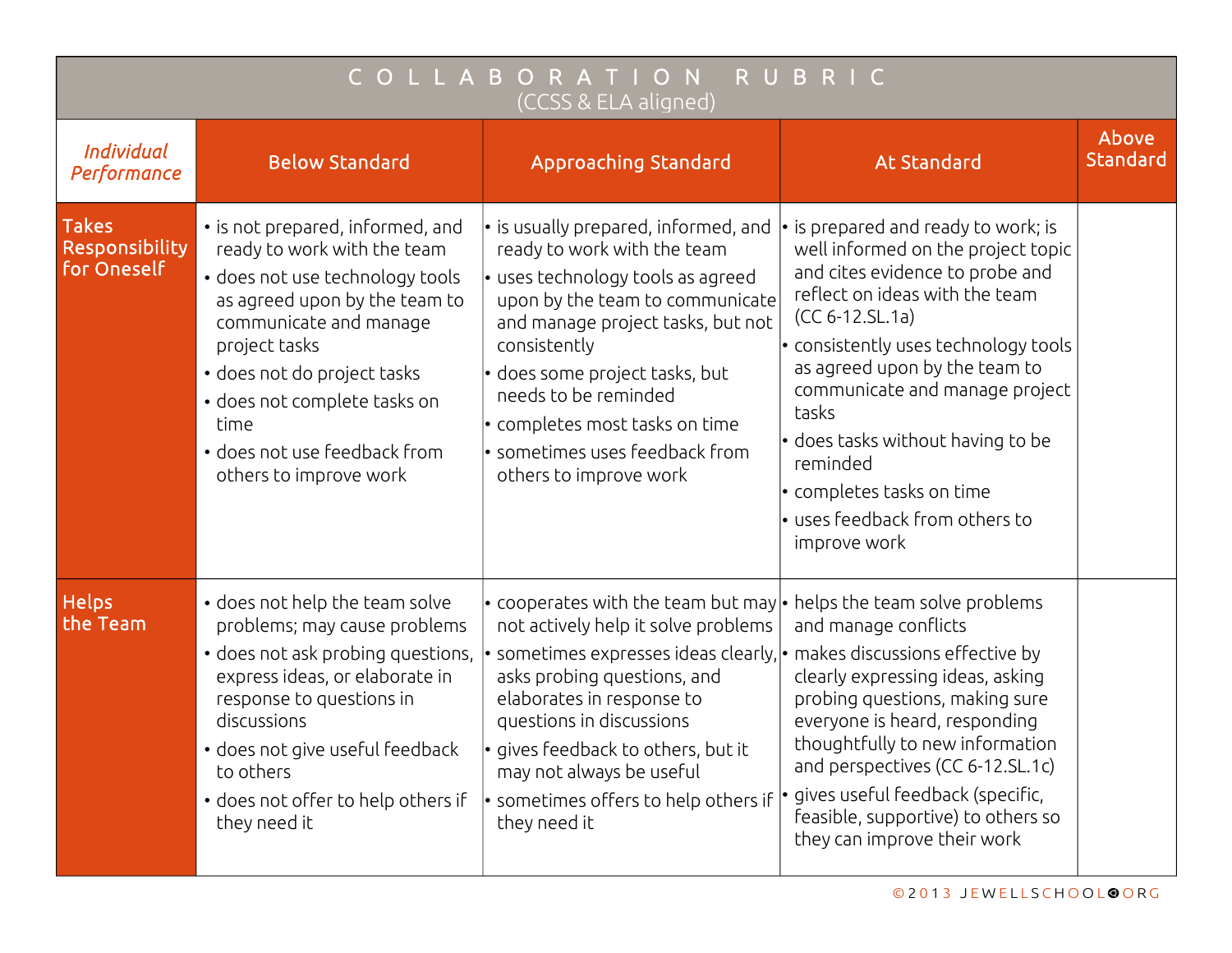# COLLABORATION RUBRIC

(CCSS & ELA aligned)

| *Individual Performance* | Below Standard | Approaching Standard | At Standard | Above Standard |
|---|---|---|---|---|
| **Takes Responsibility for Oneself** | • is not prepared, informed, and ready to work with the team<br>• does not use technology tools as agreed upon by the team to communicate and manage project tasks<br>• does not do project tasks<br>• does not complete tasks on time<br>• does not use feedback from others to improve work | • is usually prepared, informed, and ready to work with the team<br>• uses technology tools as agreed upon by the team to communicate and manage project tasks, but not consistently<br>• does some project tasks, but needs to be reminded<br>• completes most tasks on time<br>• sometimes uses feedback from others to improve work | • is prepared and ready to work; is well informed on the project topic and cites evidence to probe and reflect on ideas with the team (CC 6-12.SL.1a)<br>• consistently uses technology tools as agreed upon by the team to communicate and manage project tasks<br>• does tasks without having to be reminded<br>• completes tasks on time<br>• uses feedback from others to improve work | |
| **Helps the Team** | • does not help the team solve problems; may cause problems<br>• does not ask probing questions, express ideas, or elaborate in response to questions in discussions<br>• does not give useful feedback to others<br>• does not offer to help others if they need it | • cooperates with the team but may not actively help it solve problems<br>• sometimes expresses ideas clearly, asks probing questions, and elaborates in response to questions in discussions<br>• gives feedback to others, but it may not always be useful<br>• sometimes offers to help others if they need it | • helps the team solve problems and manage conflicts<br>• makes discussions effective by clearly expressing ideas, asking probing questions, making sure everyone is heard, responding thoughtfully to new information and perspectives (CC 6-12.SL.1c)<br>• gives useful feedback (specific, feasible, supportive) to others so they can improve their work | |

©2013 JEWELLSCHOOL.ORG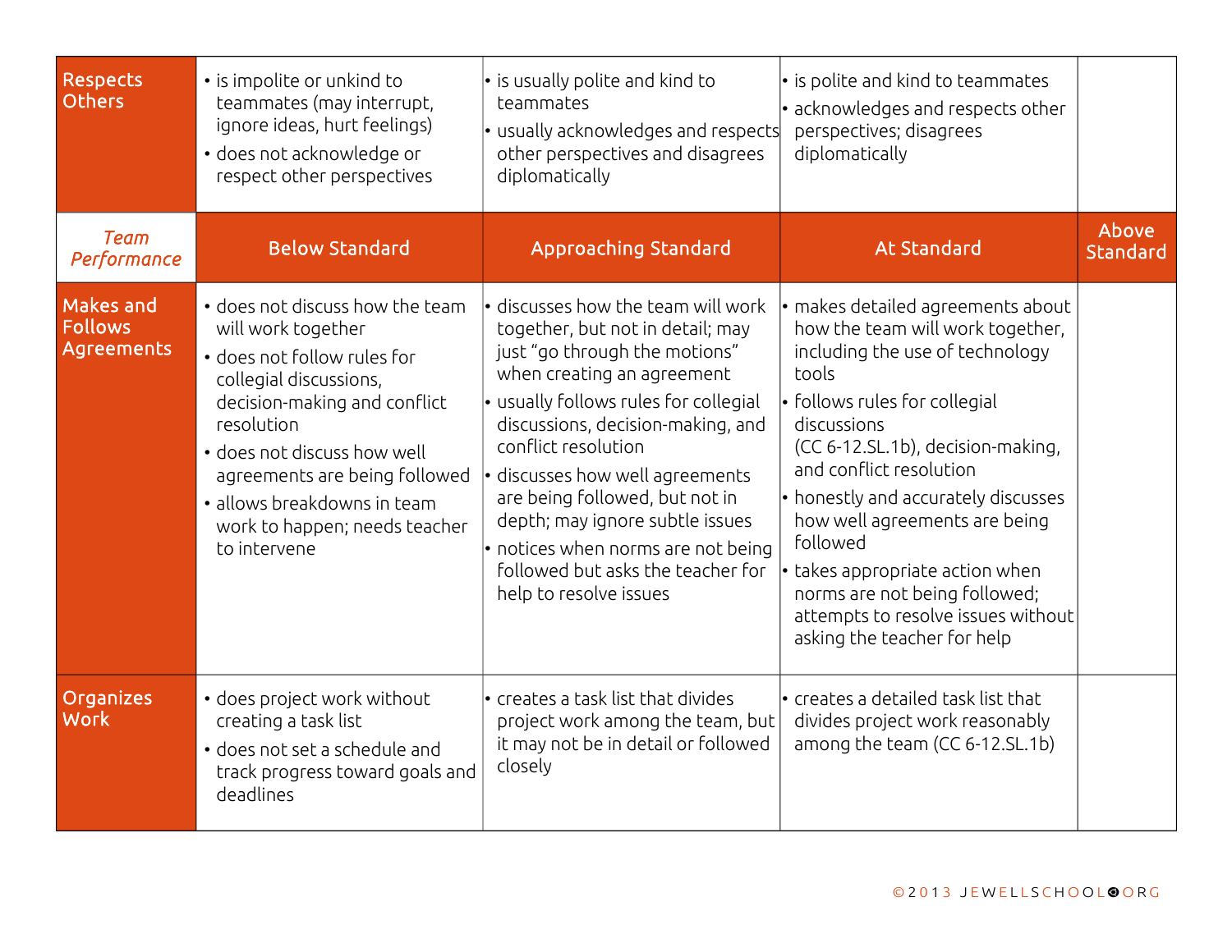| Respects Others | • is impolite or unkind to teammates (may interrupt, ignore ideas, hurt feelings)<br>• does not acknowledge or respect other perspectives | • is usually polite and kind to teammates<br>• usually acknowledges and respects other perspectives and disagrees diplomatically | • is polite and kind to teammates<br>• acknowledges and respects other perspectives; disagrees diplomatically | |
|---|---|---|---|---|
| *Team Performance* | **Below Standard** | **Approaching Standard** | **At Standard** | **Above Standard** |
| Makes and Follows Agreements | • does not discuss how the team will work together<br>• does not follow rules for collegial discussions, decision-making and conflict resolution<br>• does not discuss how well agreements are being followed<br>• allows breakdowns in team work to happen; needs teacher to intervene | • discusses how the team will work together, but not in detail; may just "go through the motions" when creating an agreement<br>• usually follows rules for collegial discussions, decision-making, and conflict resolution<br>• discusses how well agreements are being followed, but not in depth; may ignore subtle issues<br>• notices when norms are not being followed but asks the teacher for help to resolve issues | • makes detailed agreements about how the team will work together, including the use of technology tools<br>• follows rules for collegial discussions (CC 6-12.SL.1b), decision-making, and conflict resolution<br>• honestly and accurately discusses how well agreements are being followed<br>• takes appropriate action when norms are not being followed; attempts to resolve issues without asking the teacher for help | |
| Organizes Work | • does project work without creating a task list<br>• does not set a schedule and track progress toward goals and deadlines | • creates a task list that divides project work among the team, but it may not be in detail or followed closely | • creates a detailed task list that divides project work reasonably among the team (CC 6-12.SL.1b) | |

©2013 JEWELLSCHOOL.ORG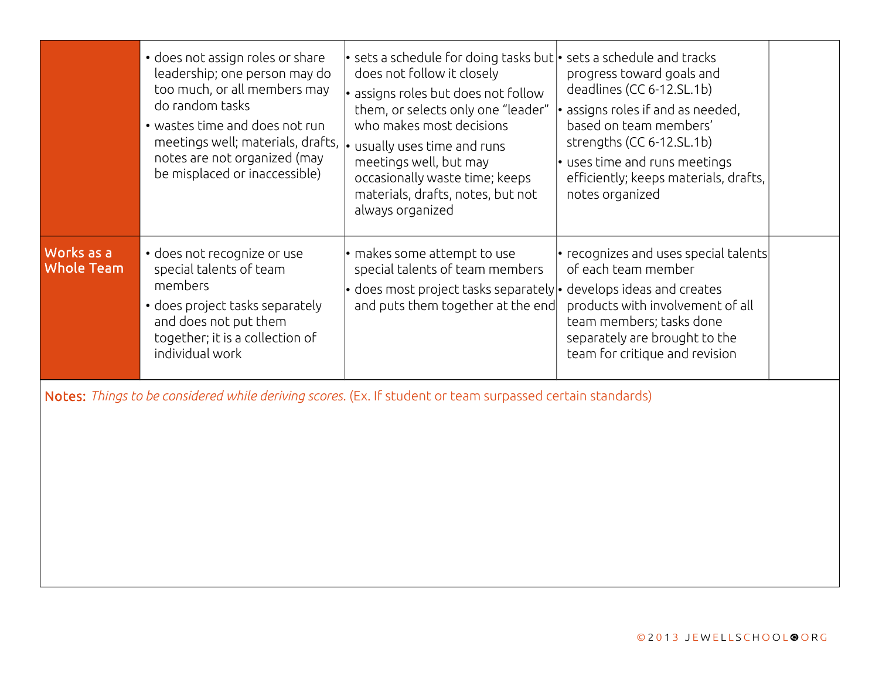| | | | | |
|---|---|---|---|---|
| | • does not assign roles or share leadership; one person may do too much, or all members may do random tasks<br>• wastes time and does not run meetings well; materials, drafts, notes are not organized (may be misplaced or inaccessible) | • sets a schedule for doing tasks but does not follow it closely<br>• assigns roles but does not follow them, or selects only one "leader" who makes most decisions<br>• usually uses time and runs meetings well, but may occasionally waste time; keeps materials, drafts, notes, but not always organized | • sets a schedule and tracks progress toward goals and deadlines (CC 6-12.SL.1b)<br>• assigns roles if and as needed, based on team members' strengths (CC 6-12.SL.1b)<br>• uses time and runs meetings efficiently; keeps materials, drafts, notes organized | |
| Works as a Whole Team | • does not recognize or use special talents of team members<br>• does project tasks separately and does not put them together; it is a collection of individual work | • makes some attempt to use special talents of team members<br>• does most project tasks separately and puts them together at the end | • recognizes and uses special talents of each team member<br>• develops ideas and creates products with involvement of all team members; tasks done separately are brought to the team for critique and revision | |

Notes: *Things to be considered while deriving scores.* (Ex. If student or team surpassed certain standards)